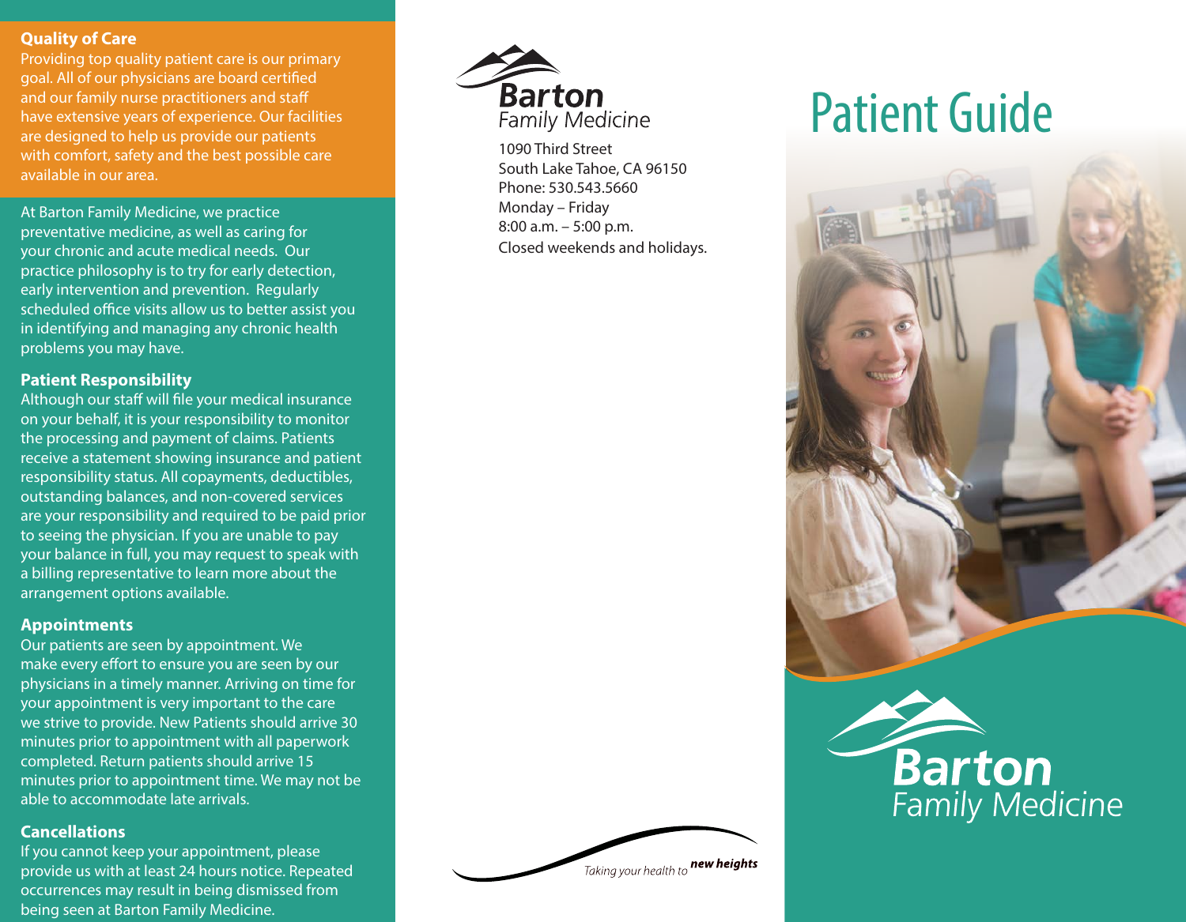## Quality of Care

Providing top quality patient care is our primary goal. All of our physicians are board certified and our family nurse practitioners and staff have extensive years of experience. Our facilities are designed to help us provide our patients with comfort, safety and the best possible care available in our area.

At Barton Family Medicine, we practice preventative medicine, as well as caring for your chronic and acute medical needs. Our practice philosophy is to try for early detection, early intervention and prevention. Regularly scheduled office visits allow us to better assist you in identifying and managing any chronic health problems you may have.

## Patient Responsibility

Although our staff will file your medical insurance on your behalf, it is your responsibility to monitor the processing and payment of claims. Patients receive a statement showing insurance and patient responsibility status. All copayments, deductibles, outstanding balances, and non-covered services are your responsibility and required to be paid prior to seeing the physician. If you are unable to pay your balance in full, you may request to speak with a billing representative to learn more about the arrangement options available.

## Appointments

Our patients are seen by appointment. We make every effort to ensure you are seen by our physicians in a timely manner. Arriving on time for your appointment is very important to the care we strive to provide. New Patients should arrive 30 minutes prior to appointment with all paperwork completed. Return patients should arrive 15 minutes prior to appointment time. We may not be able to accommodate late arrivals.

## Cancellations

If you cannot keep your appointment, please provide us with at least 24 hours notice. Repeated occurrences may result in being dismissed from being seen at Barton Family Medicine.

**Barton**
*Family Medicine*

1090 Third Street
South Lake Tahoe, CA 96150
Phone: 530.543.5660
Monday – Friday
8:00 a.m. – 5:00 p.m.
Closed weekends and holidays.

*Taking your health to* ***new heights***

# Patient Guide

**Barton**
*Family Medicine*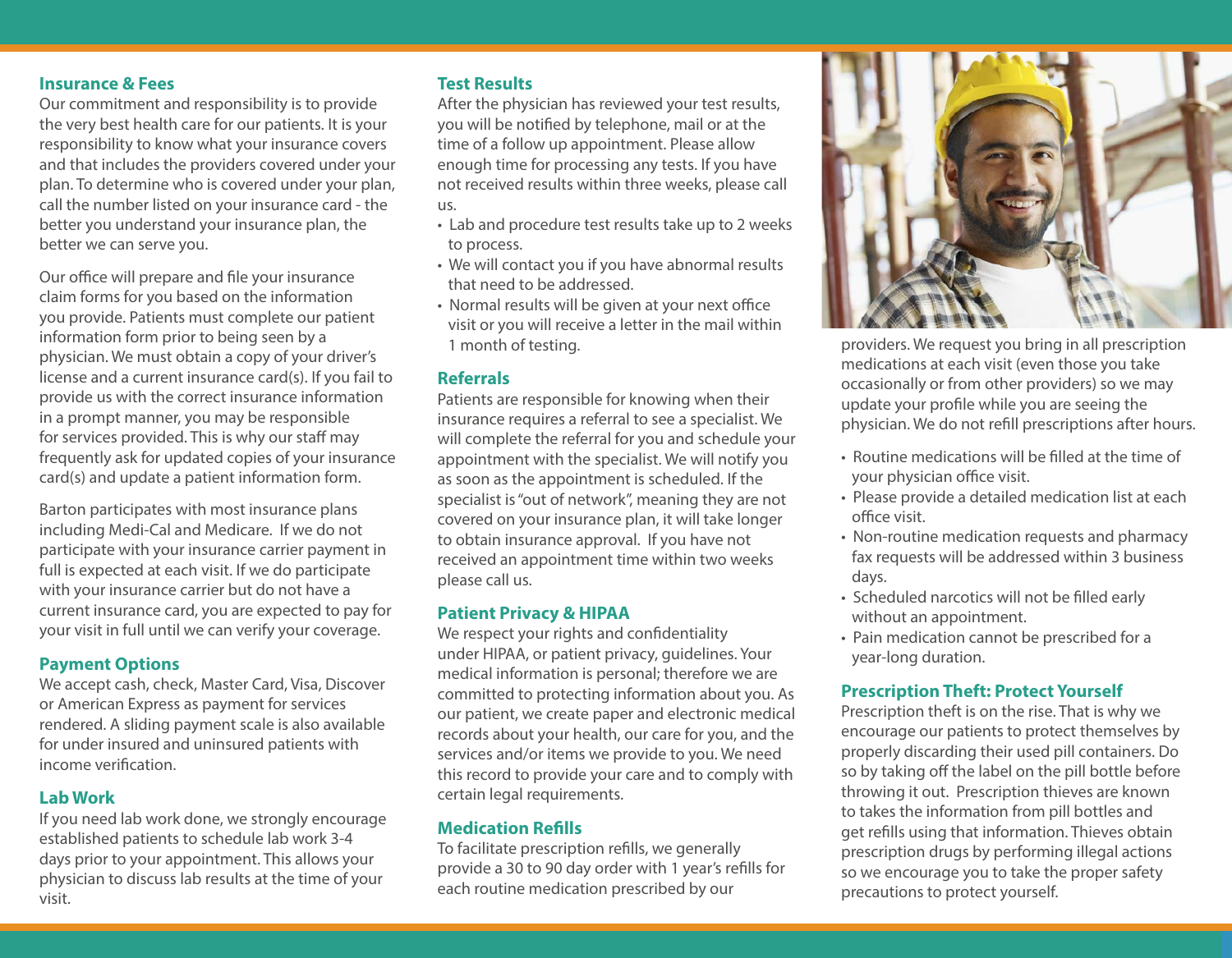## Insurance & Fees

Our commitment and responsibility is to provide the very best health care for our patients. It is your responsibility to know what your insurance covers and that includes the providers covered under your plan. To determine who is covered under your plan, call the number listed on your insurance card - the better you understand your insurance plan, the better we can serve you.

Our office will prepare and file your insurance claim forms for you based on the information you provide. Patients must complete our patient information form prior to being seen by a physician. We must obtain a copy of your driver's license and a current insurance card(s). If you fail to provide us with the correct insurance information in a prompt manner, you may be responsible for services provided. This is why our staff may frequently ask for updated copies of your insurance card(s) and update a patient information form.

Barton participates with most insurance plans including Medi-Cal and Medicare. If we do not participate with your insurance carrier payment in full is expected at each visit. If we do participate with your insurance carrier but do not have a current insurance card, you are expected to pay for your visit in full until we can verify your coverage.

## Payment Options

We accept cash, check, Master Card, Visa, Discover or American Express as payment for services rendered. A sliding payment scale is also available for under insured and uninsured patients with income verification.

## Lab Work

If you need lab work done, we strongly encourage established patients to schedule lab work 3-4 days prior to your appointment. This allows your physician to discuss lab results at the time of your visit.

## Test Results

After the physician has reviewed your test results, you will be notified by telephone, mail or at the time of a follow up appointment. Please allow enough time for processing any tests. If you have not received results within three weeks, please call us.

- Lab and procedure test results take up to 2 weeks to process.
- We will contact you if you have abnormal results that need to be addressed.
- Normal results will be given at your next office visit or you will receive a letter in the mail within 1 month of testing.

## Referrals

Patients are responsible for knowing when their insurance requires a referral to see a specialist. We will complete the referral for you and schedule your appointment with the specialist. We will notify you as soon as the appointment is scheduled. If the specialist is "out of network", meaning they are not covered on your insurance plan, it will take longer to obtain insurance approval. If you have not received an appointment time within two weeks please call us.

## Patient Privacy & HIPAA

We respect your rights and confidentiality under HIPAA, or patient privacy, guidelines. Your medical information is personal; therefore we are committed to protecting information about you. As our patient, we create paper and electronic medical records about your health, our care for you, and the services and/or items we provide to you. We need this record to provide your care and to comply with certain legal requirements.

## Medication Refills

To facilitate prescription refills, we generally provide a 30 to 90 day order with 1 year's refills for each routine medication prescribed by our providers. We request you bring in all prescription medications at each visit (even those you take occasionally or from other providers) so we may update your profile while you are seeing the physician. We do not refill prescriptions after hours.

- Routine medications will be filled at the time of your physician office visit.
- Please provide a detailed medication list at each office visit.
- Non-routine medication requests and pharmacy fax requests will be addressed within 3 business days.
- Scheduled narcotics will not be filled early without an appointment.
- Pain medication cannot be prescribed for a year-long duration.

## Prescription Theft: Protect Yourself

Prescription theft is on the rise. That is why we encourage our patients to protect themselves by properly discarding their used pill containers. Do so by taking off the label on the pill bottle before throwing it out. Prescription thieves are known to takes the information from pill bottles and get refills using that information. Thieves obtain prescription drugs by performing illegal actions so we encourage you to take the proper safety precautions to protect yourself.